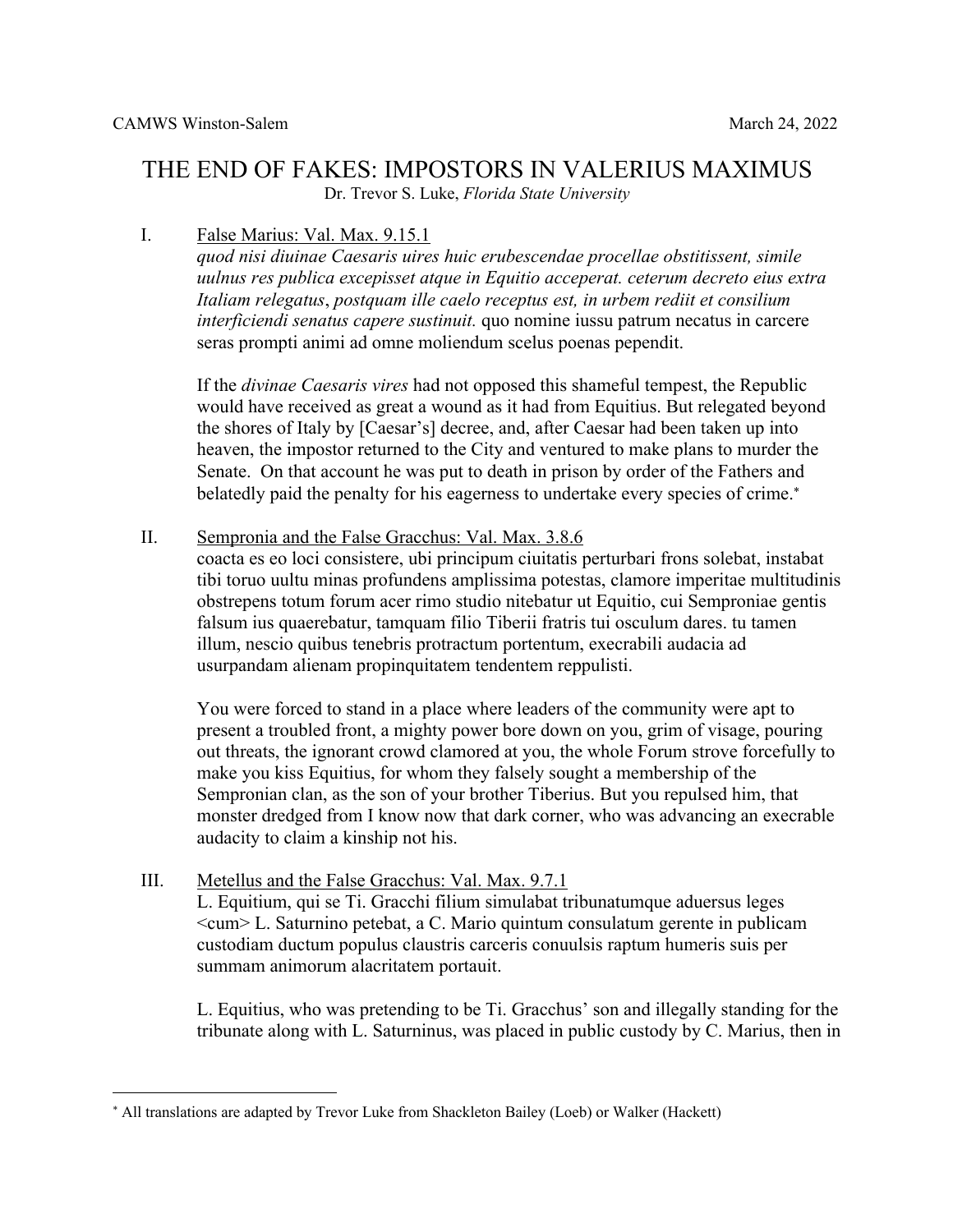CAMWS Winston-Salem March 24, 2022

# THE END OF FAKES: IMPOSTORS IN VALERIUS MAXIMUS

Dr. Trevor S. Luke, *Florida State University*

I. <u>False Marius: Val. Max. 9.15.1</u>

*quod nisi diuinae Caesaris uires huic erubescendae procellae obstitissent, simile uulnus res publica excepisset atque in Equitio acceperat. ceterum decreto eius extra Italiam relegatus*, *postquam ille caelo receptus est, in urbem rediit et consilium interficiendi senatus capere sustinuit.* quo nomine iussu patrum necatus in carcere seras prompti animi ad omne moliendum scelus poenas pependit.

If the *divinae Caesaris vires* had not opposed this shameful tempest, the Republic would have received as great a wound as it had from Equitius. But relegated beyond the shores of Italy by [Caesar's] decree, and, after Caesar had been taken up into heaven, the impostor returned to the City and ventured to make plans to murder the Senate. On that account he was put to death in prison by order of the Fathers and belatedly paid the penalty for his eagerness to undertake every species of crime.*

II. <u>Sempronia and the False Gracchus: Val. Max. 3.8.6</u>

coacta es eo loci consistere, ubi principum ciuitatis perturbari frons solebat, instabat tibi toruo uultu minas profundens amplissima potestas, clamore imperitae multitudinis obstrepens totum forum acer rimo studio nitebatur ut Equitio, cui Semproniae gentis falsum ius quaerebatur, tamquam filio Tiberii fratris tui osculum dares. tu tamen illum, nescio quibus tenebris protractum portentum, execrabili audacia ad usurpandam alienam propinquitatem tendentem reppulisti.

You were forced to stand in a place where leaders of the community were apt to present a troubled front, a mighty power bore down on you, grim of visage, pouring out threats, the ignorant crowd clamored at you, the whole Forum strove forcefully to make you kiss Equitius, for whom they falsely sought a membership of the Sempronian clan, as the son of your brother Tiberius. But you repulsed him, that monster dredged from I know now that dark corner, who was advancing an execrable audacity to claim a kinship not his.

III. <u>Metellus and the False Gracchus: Val. Max. 9.7.1</u>

L. Equitium, qui se Ti. Gracchi filium simulabat tribunatumque aduersus leges <cum> L. Saturnino petebat, a C. Mario quintum consulatum gerente in publicam custodiam ductum populus claustris carceris conuulsis raptum humeris suis per summam animorum alacritatem portauit.

L. Equitius, who was pretending to be Ti. Gracchus' son and illegally standing for the tribunate along with L. Saturninus, was placed in public custody by C. Marius, then in

---

* All translations are adapted by Trevor Luke from Shackleton Bailey (Loeb) or Walker (Hackett)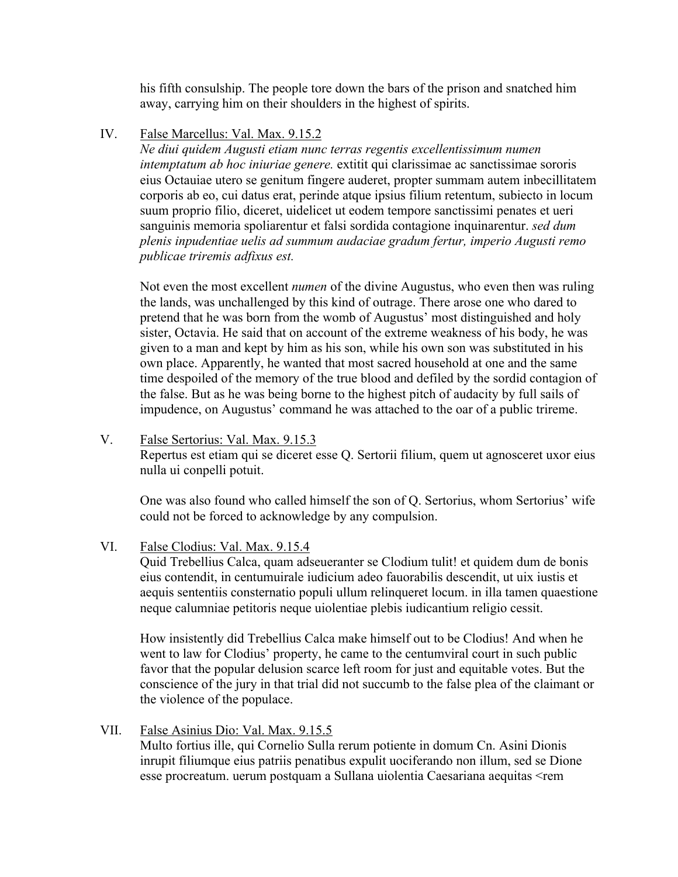his fifth consulship. The people tore down the bars of the prison and snatched him away, carrying him on their shoulders in the highest of spirits.

IV. False Marcellus: Val. Max. 9.15.2

*Ne diui quidem Augusti etiam nunc terras regentis excellentissimum numen intemptatum ab hoc iniuriae genere.* extitit qui clarissimae ac sanctissimae sororis eius Octauiae utero se genitum fingere auderet, propter summam autem inbecillitatem corporis ab eo, cui datus erat, perinde atque ipsius filium retentum, subiecto in locum suum proprio filio, diceret, uidelicet ut eodem tempore sanctissimi penates et ueri sanguinis memoria spoliarentur et falsi sordida contagione inquinarentur. *sed dum plenis inpudentiae uelis ad summum audaciae gradum fertur, imperio Augusti remo publicae triremis adfixus est.*

Not even the most excellent *numen* of the divine Augustus, who even then was ruling the lands, was unchallenged by this kind of outrage. There arose one who dared to pretend that he was born from the womb of Augustus' most distinguished and holy sister, Octavia. He said that on account of the extreme weakness of his body, he was given to a man and kept by him as his son, while his own son was substituted in his own place. Apparently, he wanted that most sacred household at one and the same time despoiled of the memory of the true blood and defiled by the sordid contagion of the false. But as he was being borne to the highest pitch of audacity by full sails of impudence, on Augustus' command he was attached to the oar of a public trireme.

V. False Sertorius: Val. Max. 9.15.3

Repertus est etiam qui se diceret esse Q. Sertorii filium, quem ut agnosceret uxor eius nulla ui conpelli potuit.

One was also found who called himself the son of Q. Sertorius, whom Sertorius' wife could not be forced to acknowledge by any compulsion.

VI. False Clodius: Val. Max. 9.15.4

Quid Trebellius Calca, quam adseueranter se Clodium tulit! et quidem dum de bonis eius contendit, in centumuirale iudicium adeo fauorabilis descendit, ut uix iustis et aequis sententiis consternatio populi ullum relinqueret locum. in illa tamen quaestione neque calumniae petitoris neque uiolentiae plebis iudicantium religio cessit.

How insistently did Trebellius Calca make himself out to be Clodius! And when he went to law for Clodius' property, he came to the centumviral court in such public favor that the popular delusion scarce left room for just and equitable votes. But the conscience of the jury in that trial did not succumb to the false plea of the claimant or the violence of the populace.

VII. False Asinius Dio: Val. Max. 9.15.5

Multo fortius ille, qui Cornelio Sulla rerum potiente in domum Cn. Asini Dionis inrupit filiumque eius patriis penatibus expulit uociferando non illum, sed se Dione esse procreatum. uerum postquam a Sullana uiolentia Caesariana aequitas <rem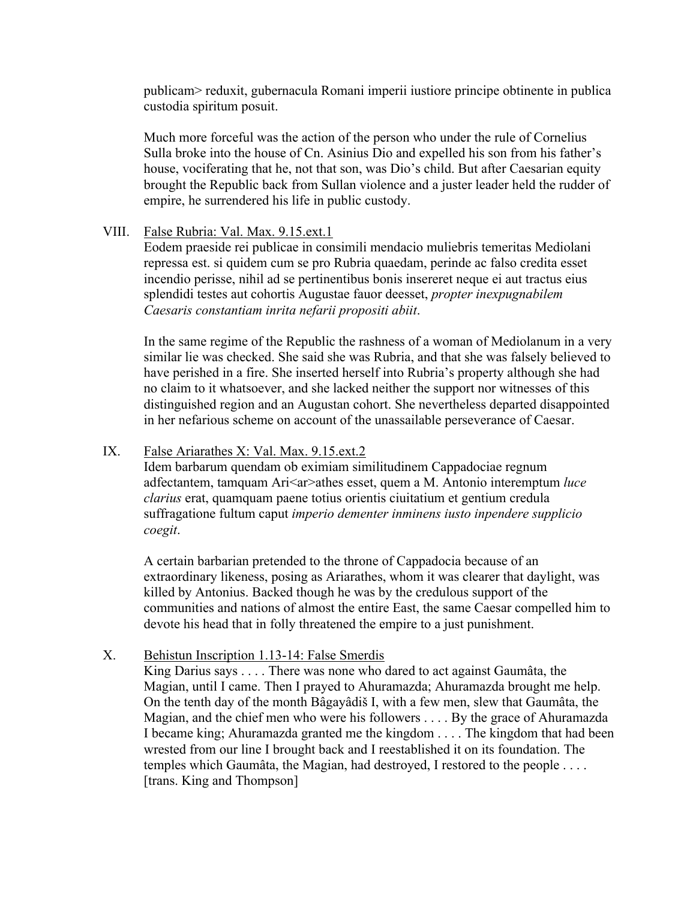publicam> reduxit, gubernacula Romani imperii iustiore principe obtinente in publica custodia spiritum posuit.

Much more forceful was the action of the person who under the rule of Cornelius Sulla broke into the house of Cn. Asinius Dio and expelled his son from his father's house, vociferating that he, not that son, was Dio's child. But after Caesarian equity brought the Republic back from Sullan violence and a juster leader held the rudder of empire, he surrendered his life in public custody.

VIII. False Rubria: Val. Max. 9.15.ext.1

Eodem praeside rei publicae in consimili mendacio muliebris temeritas Mediolani repressa est. si quidem cum se pro Rubria quaedam, perinde ac falso credita esset incendio perisse, nihil ad se pertinentibus bonis insereret neque ei aut tractus eius splendidi testes aut cohortis Augustae fauor deesset, *propter inexpugnabilem Caesaris constantiam inrita nefarii propositi abiit*.

In the same regime of the Republic the rashness of a woman of Mediolanum in a very similar lie was checked. She said she was Rubria, and that she was falsely believed to have perished in a fire. She inserted herself into Rubria's property although she had no claim to it whatsoever, and she lacked neither the support nor witnesses of this distinguished region and an Augustan cohort. She nevertheless departed disappointed in her nefarious scheme on account of the unassailable perseverance of Caesar.

IX. False Ariarathes X: Val. Max. 9.15.ext.2

Idem barbarum quendam ob eximiam similitudinem Cappadociae regnum adfectantem, tamquam Ari<ar>athes esset, quem a M. Antonio interemptum *luce clarius* erat, quamquam paene totius orientis ciuitatium et gentium credula suffragatione fultum caput *imperio dementer inminens iusto inpendere supplicio coegit*.

A certain barbarian pretended to the throne of Cappadocia because of an extraordinary likeness, posing as Ariarathes, whom it was clearer that daylight, was killed by Antonius. Backed though he was by the credulous support of the communities and nations of almost the entire East, the same Caesar compelled him to devote his head that in folly threatened the empire to a just punishment.

X. Behistun Inscription 1.13-14: False Smerdis

King Darius says . . . . There was none who dared to act against Gaumâta, the Magian, until I came. Then I prayed to Ahuramazda; Ahuramazda brought me help. On the tenth day of the month Bâgayâdiš I, with a few men, slew that Gaumâta, the Magian, and the chief men who were his followers . . . . By the grace of Ahuramazda I became king; Ahuramazda granted me the kingdom . . . . The kingdom that had been wrested from our line I brought back and I reestablished it on its foundation. The temples which Gaumâta, the Magian, had destroyed, I restored to the people . . . . [trans. King and Thompson]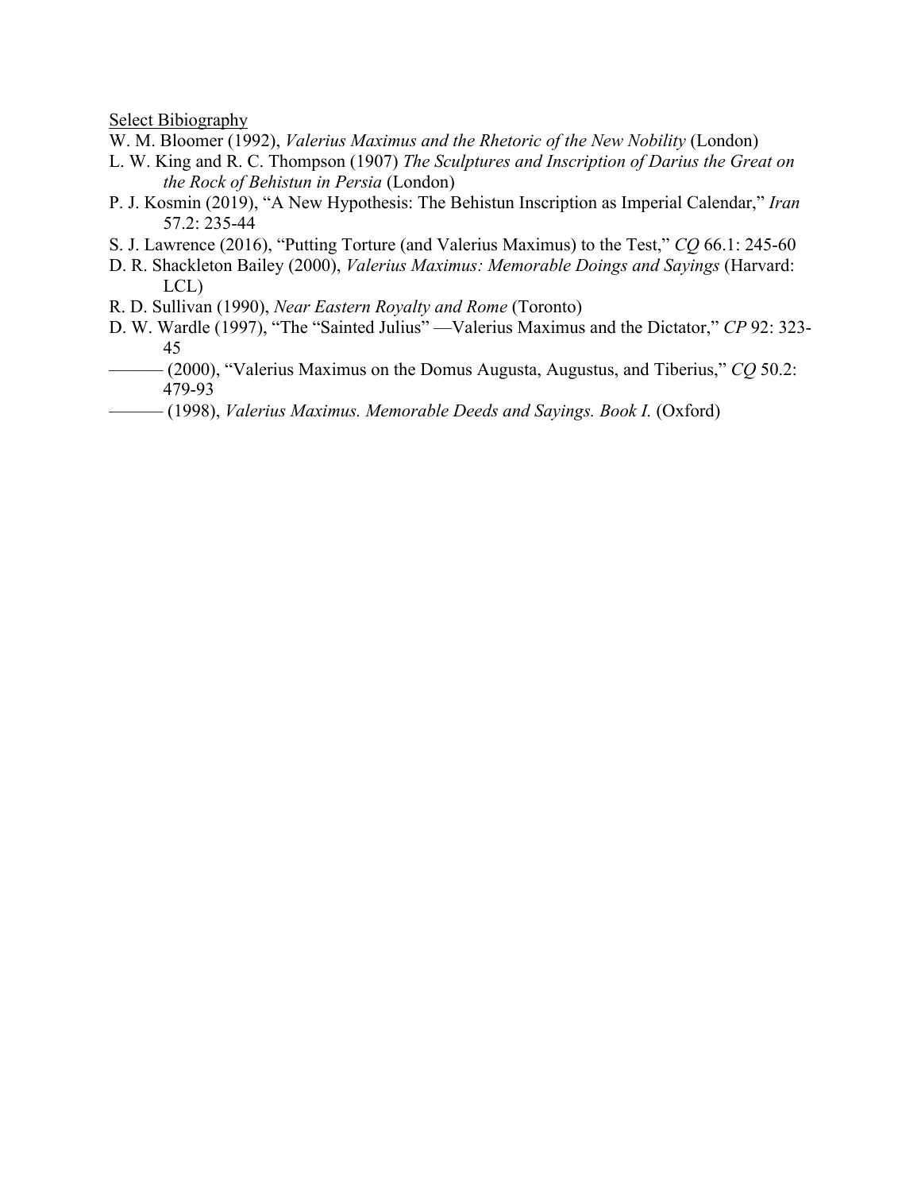Select Bibiography

W. M. Bloomer (1992), *Valerius Maximus and the Rhetoric of the New Nobility* (London)

L. W. King and R. C. Thompson (1907) *The Sculptures and Inscription of Darius the Great on the Rock of Behistun in Persia* (London)

P. J. Kosmin (2019), "A New Hypothesis: The Behistun Inscription as Imperial Calendar," *Iran* 57.2: 235-44

S. J. Lawrence (2016), "Putting Torture (and Valerius Maximus) to the Test," *CQ* 66.1: 245-60

D. R. Shackleton Bailey (2000), *Valerius Maximus: Memorable Doings and Sayings* (Harvard: LCL)

R. D. Sullivan (1990), *Near Eastern Royalty and Rome* (Toronto)

D. W. Wardle (1997), "The "Sainted Julius" —Valerius Maximus and the Dictator," *CP* 92: 323-45

——— (2000), "Valerius Maximus on the Domus Augusta, Augustus, and Tiberius," *CQ* 50.2: 479-93

——— (1998), *Valerius Maximus. Memorable Deeds and Sayings. Book I.* (Oxford)